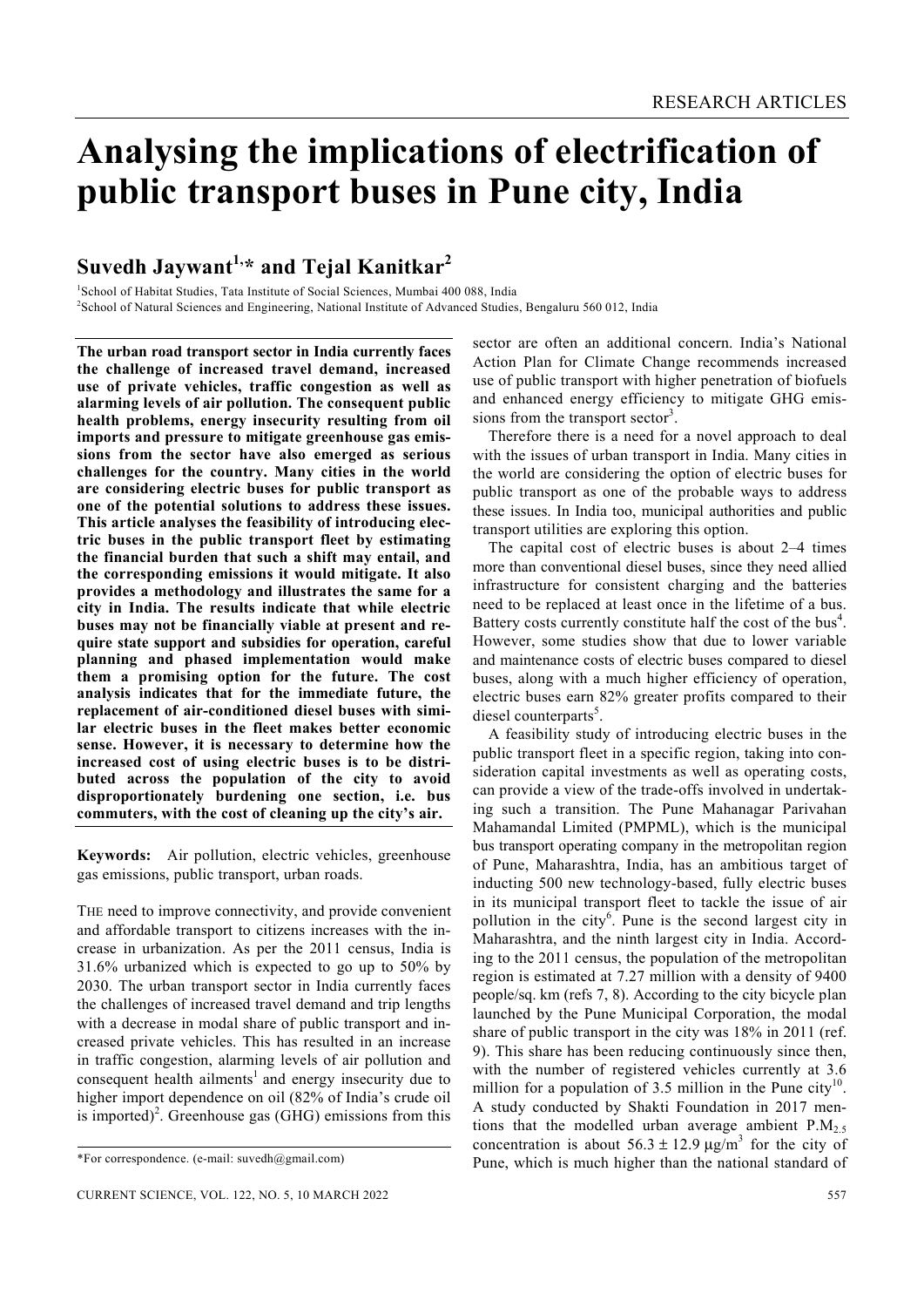# Analysing the implications of electrification of public transport buses in Pune city, India

## Suvedh Jaywant[1,*] and Tejal Kanitkar[2]

[1]School of Habitat Studies, Tata Institute of Social Sciences, Mumbai 400 088, India
[2]School of Natural Sciences and Engineering, National Institute of Advanced Studies, Bengaluru 560 012, India

**The urban road transport sector in India currently faces the challenge of increased travel demand, increased use of private vehicles, traffic congestion as well as alarming levels of air pollution. The consequent public health problems, energy insecurity resulting from oil imports and pressure to mitigate greenhouse gas emissions from the sector have also emerged as serious challenges for the country. Many cities in the world are considering electric buses for public transport as one of the potential solutions to address these issues. This article analyses the feasibility of introducing electric buses in the public transport fleet by estimating the financial burden that such a shift may entail, and the corresponding emissions it would mitigate. It also provides a methodology and illustrates the same for a city in India. The results indicate that while electric buses may not be financially viable at present and require state support and subsidies for operation, careful planning and phased implementation would make them a promising option for the future. The cost analysis indicates that for the immediate future, the replacement of air-conditioned diesel buses with similar electric buses in the fleet makes better economic sense. However, it is necessary to determine how the increased cost of using electric buses is to be distributed across the population of the city to avoid disproportionately burdening one section, i.e. bus commuters, with the cost of cleaning up the city's air.**

**Keywords:** Air pollution, electric vehicles, greenhouse gas emissions, public transport, urban roads.

THE need to improve connectivity, and provide convenient and affordable transport to citizens increases with the increase in urbanization. As per the 2011 census, India is 31.6% urbanized which is expected to go up to 50% by 2030. The urban transport sector in India currently faces the challenges of increased travel demand and trip lengths with a decrease in modal share of public transport and increased private vehicles. This has resulted in an increase in traffic congestion, alarming levels of air pollution and consequent health ailments[1] and energy insecurity due to higher import dependence on oil (82% of India's crude oil is imported)[2]. Greenhouse gas (GHG) emissions from this sector are often an additional concern. India's National Action Plan for Climate Change recommends increased use of public transport with higher penetration of biofuels and enhanced energy efficiency to mitigate GHG emissions from the transport sector[3].

Therefore there is a need for a novel approach to deal with the issues of urban transport in India. Many cities in the world are considering the option of electric buses for public transport as one of the probable ways to address these issues. In India too, municipal authorities and public transport utilities are exploring this option.

The capital cost of electric buses is about 2–4 times more than conventional diesel buses, since they need allied infrastructure for consistent charging and the batteries need to be replaced at least once in the lifetime of a bus. Battery costs currently constitute half the cost of the bus[4]. However, some studies show that due to lower variable and maintenance costs of electric buses compared to diesel buses, along with a much higher efficiency of operation, electric buses earn 82% greater profits compared to their diesel counterparts[5].

A feasibility study of introducing electric buses in the public transport fleet in a specific region, taking into consideration capital investments as well as operating costs, can provide a view of the trade-offs involved in undertaking such a transition. The Pune Mahanagar Parivahan Mahamandal Limited (PMPML), which is the municipal bus transport operating company in the metropolitan region of Pune, Maharashtra, India, has an ambitious target of inducting 500 new technology-based, fully electric buses in its municipal transport fleet to tackle the issue of air pollution in the city[6]. Pune is the second largest city in Maharashtra, and the ninth largest city in India. According to the 2011 census, the population of the metropolitan region is estimated at 7.27 million with a density of 9400 people/sq. km (refs 7, 8). According to the city bicycle plan launched by the Pune Municipal Corporation, the modal share of public transport in the city was 18% in 2011 (ref. 9). This share has been reducing continuously since then, with the number of registered vehicles currently at 3.6 million for a population of 3.5 million in the Pune city[10]. A study conducted by Shakti Foundation in 2017 mentions that the modelled urban average ambient $PM_{2.5}$ concentration is about $56.3 \pm 12.9$ μg/m$^3$ for the city of Pune, which is much higher than the national standard of

*For correspondence. (e-mail: suvedh@gmail.com)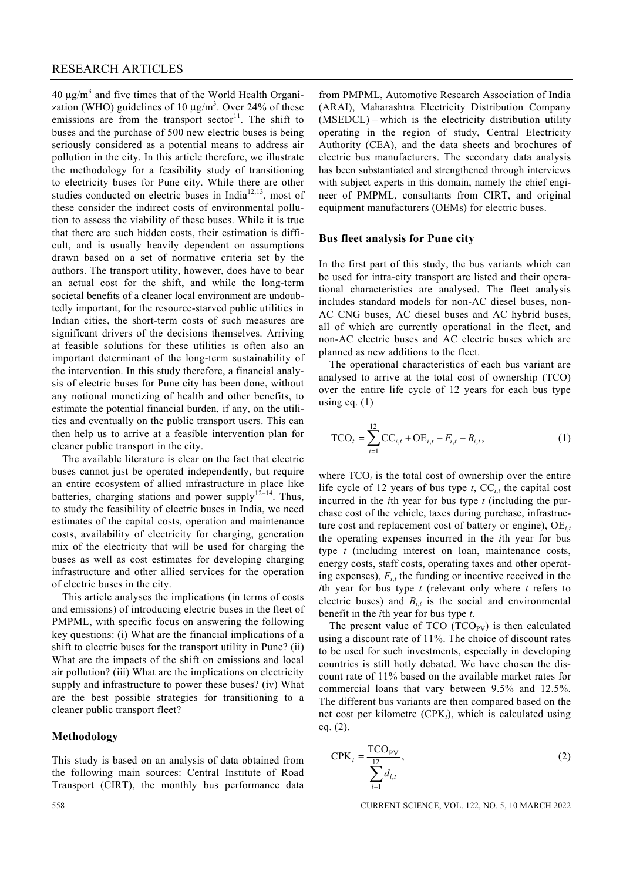40 μg/m$^3$ and five times that of the World Health Organization (WHO) guidelines of 10 μg/m$^3$. Over 24% of these emissions are from the transport sector[11]. The shift to buses and the purchase of 500 new electric buses is being seriously considered as a potential means to address air pollution in the city. In this article therefore, we illustrate the methodology for a feasibility study of transitioning to electricity buses for Pune city. While there are other studies conducted on electric buses in India[12,13], most of these consider the indirect costs of environmental pollution to assess the viability of these buses. While it is true that there are such hidden costs, their estimation is difficult, and is usually heavily dependent on assumptions drawn based on a set of normative criteria set by the authors. The transport utility, however, does have to bear an actual cost for the shift, and while the long-term societal benefits of a cleaner local environment are undoubtedly important, for the resource-starved public utilities in Indian cities, the short-term costs of such measures are significant drivers of the decisions themselves. Arriving at feasible solutions for these utilities is often also an important determinant of the long-term sustainability of the intervention. In this study therefore, a financial analysis of electric buses for Pune city has been done, without any notional monetizing of health and other benefits, to estimate the potential financial burden, if any, on the utilities and eventually on the public transport users. This can then help us to arrive at a feasible intervention plan for cleaner public transport in the city.

The available literature is clear on the fact that electric buses cannot just be operated independently, but require an entire ecosystem of allied infrastructure in place like batteries, charging stations and power supply[12–14]. Thus, to study the feasibility of electric buses in India, we need estimates of the capital costs, operation and maintenance costs, availability of electricity for charging, generation mix of the electricity that will be used for charging the buses as well as cost estimates for developing charging infrastructure and other allied services for the operation of electric buses in the city.

This article analyses the implications (in terms of costs and emissions) of introducing electric buses in the fleet of PMPML, with specific focus on answering the following key questions: (i) What are the financial implications of a shift to electric buses for the transport utility in Pune? (ii) What are the impacts of the shift on emissions and local air pollution? (iii) What are the implications on electricity supply and infrastructure to power these buses? (iv) What are the best possible strategies for transitioning to a cleaner public transport fleet?

## Methodology

This study is based on an analysis of data obtained from the following main sources: Central Institute of Road Transport (CIRT), the monthly bus performance data from PMPML, Automotive Research Association of India (ARAI), Maharashtra Electricity Distribution Company (MSEDCL) – which is the electricity distribution utility operating in the region of study, Central Electricity Authority (CEA), and the data sheets and brochures of electric bus manufacturers. The secondary data analysis has been substantiated and strengthened through interviews with subject experts in this domain, namely the chief engineer of PMPML, consultants from CIRT, and original equipment manufacturers (OEMs) for electric buses.

## Bus fleet analysis for Pune city

In the first part of this study, the bus variants which can be used for intra-city transport are listed and their operational characteristics are analysed. The fleet analysis includes standard models for non-AC diesel buses, non-AC CNG buses, AC diesel buses and AC hybrid buses, all of which are currently operational in the fleet, and non-AC electric buses and AC electric buses which are planned as new additions to the fleet.

The operational characteristics of each bus variant are analysed to arrive at the total cost of ownership (TCO) over the entire life cycle of 12 years for each bus type using eq. (1)

$$\mathrm{TCO}_t = \sum_{i=1}^{12} \mathrm{CC}_{i,t} + \mathrm{OE}_{i,t} - F_{i,t} - B_{i,t}, \tag{1}$$

where $\mathrm{TCO}_t$ is the total cost of ownership over the entire life cycle of 12 years of bus type $t$, $\mathrm{CC}_{i,t}$ the capital cost incurred in the $i$th year for bus type $t$ (including the purchase cost of the vehicle, taxes during purchase, infrastructure cost and replacement cost of battery or engine), $\mathrm{OE}_{i,t}$ the operating expenses incurred in the $i$th year for bus type $t$ (including interest on loan, maintenance costs, energy costs, staff costs, operating taxes and other operating expenses), $F_{i,t}$ the funding or incentive received in the $i$th year for bus type $t$ (relevant only where $t$ refers to electric buses) and $B_{i,t}$ is the social and environmental benefit in the $i$th year for bus type $t$.

The present value of TCO ($\mathrm{TCO}_{\mathrm{PV}}$) is then calculated using a discount rate of 11%. The choice of discount rates to be used for such investments, especially in developing countries is still hotly debated. We have chosen the discount rate of 11% based on the available market rates for commercial loans that vary between 9.5% and 12.5%. The different bus variants are then compared based on the net cost per kilometre ($\mathrm{CPK}_t$), which is calculated using eq. (2).

$$\mathrm{CPK}_t = \frac{\mathrm{TCO}_{\mathrm{PV}}}{\sum_{i=1}^{12} d_{i,t}}, \tag{2}$$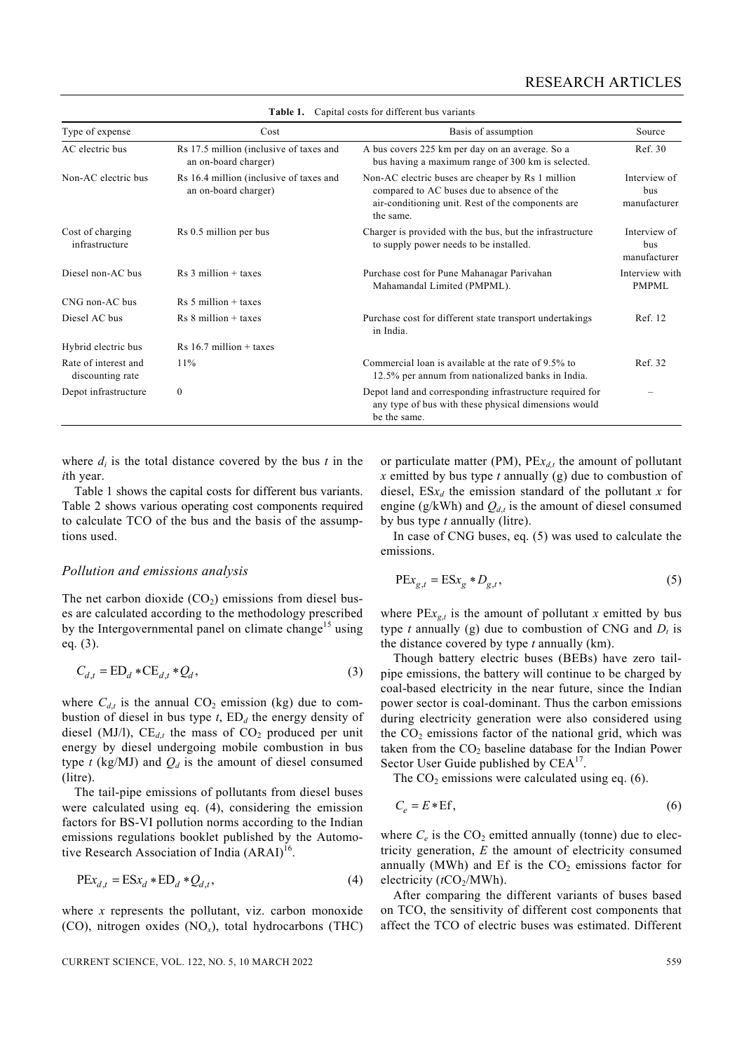**Table 1.** Capital costs for different bus variants

| Type of expense | Cost | Basis of assumption | Source |
|---|---|---|---|
| AC electric bus | Rs 17.5 million (inclusive of taxes and an on-board charger) | A bus covers 225 km per day on an average. So a bus having a maximum range of 300 km is selected. | Ref. 30 |
| Non-AC electric bus | Rs 16.4 million (inclusive of taxes and an on-board charger) | Non-AC electric buses are cheaper by Rs 1 million compared to AC buses due to absence of the air-conditioning unit. Rest of the components are the same. | Interview of bus manufacturer |
| Cost of charging infrastructure | Rs 0.5 million per bus | Charger is provided with the bus, but the infrastructure to supply power needs to be installed. | Interview of bus manufacturer |
| Diesel non-AC bus | Rs 3 million + taxes | Purchase cost for Pune Mahanagar Parivahan Mahamandal Limited (PMPML). | Interview with PMPML |
| CNG non-AC bus | Rs 5 million + taxes | | |
| Diesel AC bus | Rs 8 million + taxes | Purchase cost for different state transport undertakings in India. | Ref. 12 |
| Hybrid electric bus | Rs 16.7 million + taxes | | |
| Rate of interest and discounting rate | 11% | Commercial loan is available at the rate of 9.5% to 12.5% per annum from nationalized banks in India. | Ref. 32 |
| Depot infrastructure | 0 | Depot land and corresponding infrastructure required for any type of bus with these physical dimensions would be the same. | – |

where $d_i$ is the total distance covered by the bus $t$ in the $i$th year.

Table 1 shows the capital costs for different bus variants. Table 2 shows various operating cost components required to calculate TCO of the bus and the basis of the assumptions used.

*Pollution and emissions analysis*

The net carbon dioxide ($CO_2$) emissions from diesel buses are calculated according to the methodology prescribed by the Intergovernmental panel on climate change[15] using eq. (3).

$$C_{d,t} = \mathrm{ED}_d * \mathrm{CE}_{d,t} * Q_d, \tag{3}$$

where $C_{d,t}$ is the annual $CO_2$ emission (kg) due to combustion of diesel in bus type $t$, $\mathrm{ED}_d$ the energy density of diesel (MJ/l), $\mathrm{CE}_{d,t}$ the mass of $CO_2$ produced per unit energy by diesel undergoing mobile combustion in bus type $t$ (kg/MJ) and $Q_d$ is the amount of diesel consumed (litre).

The tail-pipe emissions of pollutants from diesel buses were calculated using eq. (4), considering the emission factors for BS-VI pollution norms according to the Indian emissions regulations booklet published by the Automotive Research Association of India (ARAI)[16].

$$\mathrm{PE}x_{d,t} = \mathrm{ES}x_d * \mathrm{ED}_d * Q_{d,t}, \tag{4}$$

where $x$ represents the pollutant, viz. carbon monoxide (CO), nitrogen oxides ($NO_x$), total hydrocarbons (THC) or particulate matter (PM), $\mathrm{PE}x_{d,t}$ the amount of pollutant $x$ emitted by bus type $t$ annually (g) due to combustion of diesel, $\mathrm{ES}x_d$ the emission standard of the pollutant $x$ for engine (g/kWh) and $Q_{d,t}$ is the amount of diesel consumed by bus type $t$ annually (litre).

In case of CNG buses, eq. (5) was used to calculate the emissions.

$$\mathrm{PE}x_{g,t} = \mathrm{ES}x_g * D_{g,t}, \tag{5}$$

where $\mathrm{PE}x_{g,t}$ is the amount of pollutant $x$ emitted by bus type $t$ annually (g) due to combustion of CNG and $D_t$ is the distance covered by type $t$ annually (km).

Though battery electric buses (BEBs) have zero tail-pipe emissions, the battery will continue to be charged by coal-based electricity in the near future, since the Indian power sector is coal-dominant. Thus the carbon emissions during electricity generation were also considered using the $CO_2$ emissions factor of the national grid, which was taken from the $CO_2$ baseline database for the Indian Power Sector User Guide published by CEA[17].

The $CO_2$ emissions were calculated using eq. (6).

$$C_e = E * \mathrm{Ef}, \tag{6}$$

where $C_e$ is the $CO_2$ emitted annually (tonne) due to electricity generation, $E$ the amount of electricity consumed annually (MWh) and Ef is the $CO_2$ emissions factor for electricity ($tCO_2$/MWh).

After comparing the different variants of buses based on TCO, the sensitivity of different cost components that affect the TCO of electric buses was estimated. Different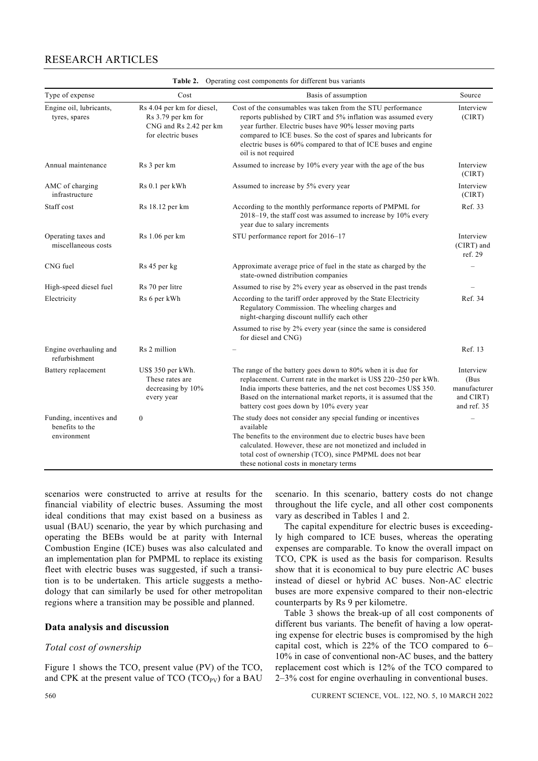**Table 2.** Operating cost components for different bus variants

| Type of expense | Cost | Basis of assumption | Source |
|---|---|---|---|
| Engine oil, lubricants, tyres, spares | Rs 4.04 per km for diesel, Rs 3.79 per km for CNG and Rs 2.42 per km for electric buses | Cost of the consumables was taken from the STU performance reports published by CIRT and 5% inflation was assumed every year further. Electric buses have 90% lesser moving parts compared to ICE buses. So the cost of spares and lubricants for electric buses is 60% compared to that of ICE buses and engine oil is not required | Interview (CIRT) |
| Annual maintenance | Rs 3 per km | Assumed to increase by 10% every year with the age of the bus | Interview (CIRT) |
| AMC of charging infrastructure | Rs 0.1 per kWh | Assumed to increase by 5% every year | Interview (CIRT) |
| Staff cost | Rs 18.12 per km | According to the monthly performance reports of PMPML for 2018–19, the staff cost was assumed to increase by 10% every year due to salary increments | Ref. 33 |
| Operating taxes and miscellaneous costs | Rs 1.06 per km | STU performance report for 2016–17 | Interview (CIRT) and ref. 29 |
| CNG fuel | Rs 45 per kg | Approximate average price of fuel in the state as charged by the state-owned distribution companies | – |
| High-speed diesel fuel | Rs 70 per litre | Assumed to rise by 2% every year as observed in the past trends | – |
| Electricity | Rs 6 per kWh | According to the tariff order approved by the State Electricity Regulatory Commission. The wheeling charges and night-charging discount nullify each other. Assumed to rise by 2% every year (since the same is considered for diesel and CNG) | Ref. 34 |
| Engine overhauling and refurbishment | Rs 2 million | – | Ref. 13 |
| Battery replacement | US$ 350 per kWh. These rates are decreasing by 10% every year | The range of the battery goes down to 80% when it is due for replacement. Current rate in the market is US$ 220–250 per kWh. India imports these batteries, and the net cost becomes US$ 350. Based on the international market reports, it is assumed that the battery cost goes down by 10% every year | Interview (Bus manufacturer and CIRT) and ref. 35 |
| Funding, incentives and benefits to the environment | 0 | The study does not consider any special funding or incentives available. The benefits to the environment due to electric buses have been calculated. However, these are not monetized and included in total cost of ownership (TCO), since PMPML does not bear these notional costs in monetary terms | – |

scenarios were constructed to arrive at results for the financial viability of electric buses. Assuming the most ideal conditions that may exist based on a business as usual (BAU) scenario, the year by which purchasing and operating the BEBs would be at parity with Internal Combustion Engine (ICE) buses was also calculated and an implementation plan for PMPML to replace its existing fleet with electric buses was suggested, if such a transition is to be undertaken. This article suggests a methodology that can similarly be used for other metropolitan regions where a transition may be possible and planned.

## Data analysis and discussion

### *Total cost of ownership*

Figure 1 shows the TCO, present value (PV) of the TCO, and CPK at the present value of TCO ($TCO_{PV}$) for a BAU scenario. In this scenario, battery costs do not change throughout the life cycle, and all other cost components vary as described in Tables 1 and 2.

The capital expenditure for electric buses is exceedingly high compared to ICE buses, whereas the operating expenses are comparable. To know the overall impact on TCO, CPK is used as the basis for comparison. Results show that it is economical to buy pure electric AC buses instead of diesel or hybrid AC buses. Non-AC electric buses are more expensive compared to their non-electric counterparts by Rs 9 per kilometre.

Table 3 shows the break-up of all cost components of different bus variants. The benefit of having a low operating expense for electric buses is compromised by the high capital cost, which is 22% of the TCO compared to 6–10% in case of conventional non-AC buses, and the battery replacement cost which is 12% of the TCO compared to 2–3% cost for engine overhauling in conventional buses.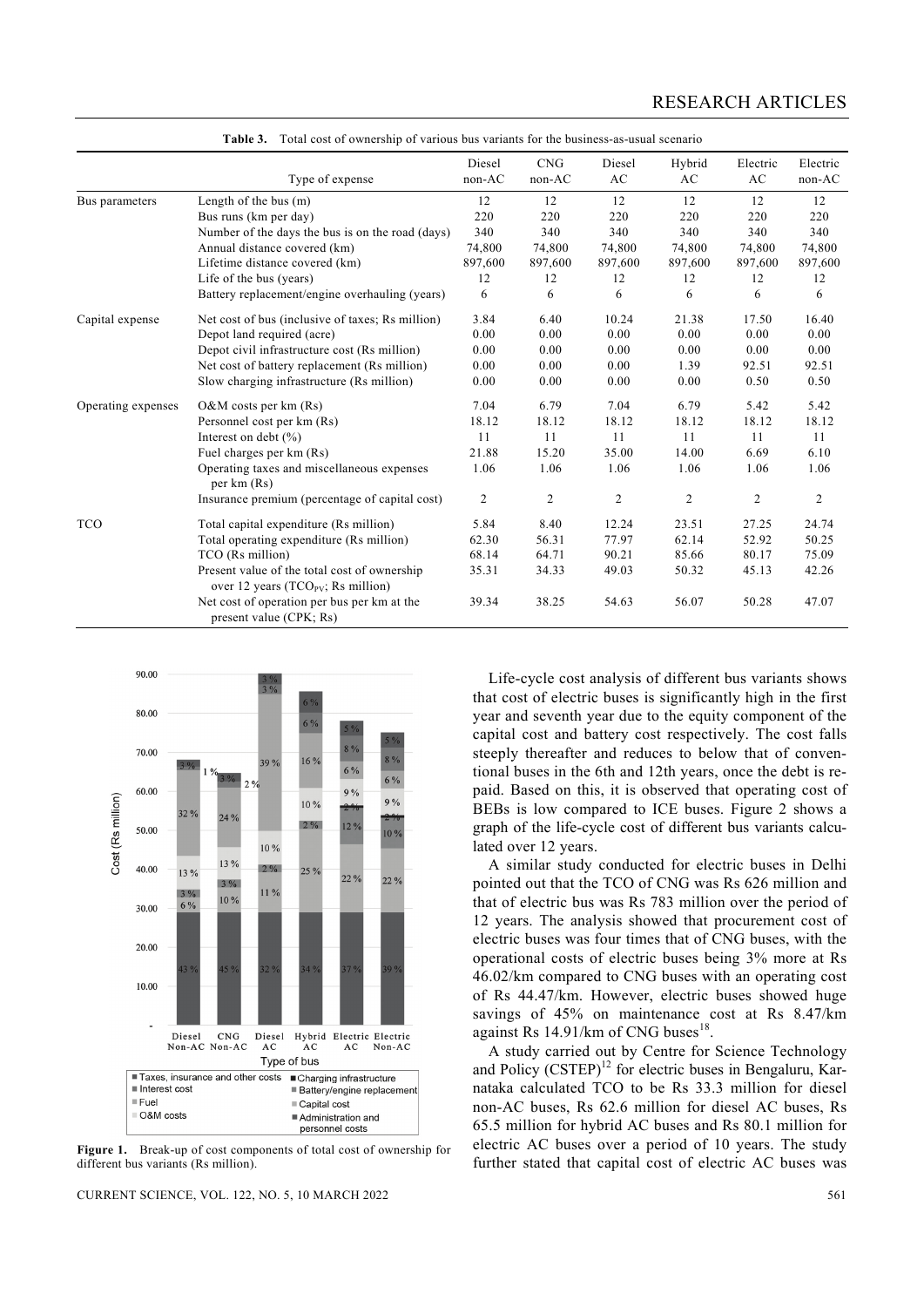**Table 3.** Total cost of ownership of various bus variants for the business-as-usual scenario

| | Type of expense | Diesel non-AC | CNG non-AC | Diesel AC | Hybrid AC | Electric AC | Electric non-AC |
|---|---|---|---|---|---|---|---|
| Bus parameters | Length of the bus (m) | 12 | 12 | 12 | 12 | 12 | 12 |
| | Bus runs (km per day) | 220 | 220 | 220 | 220 | 220 | 220 |
| | Number of the days the bus is on the road (days) | 340 | 340 | 340 | 340 | 340 | 340 |
| | Annual distance covered (km) | 74,800 | 74,800 | 74,800 | 74,800 | 74,800 | 74,800 |
| | Lifetime distance covered (km) | 897,600 | 897,600 | 897,600 | 897,600 | 897,600 | 897,600 |
| | Life of the bus (years) | 12 | 12 | 12 | 12 | 12 | 12 |
| | Battery replacement/engine overhauling (years) | 6 | 6 | 6 | 6 | 6 | 6 |
| Capital expense | Net cost of bus (inclusive of taxes; Rs million) | 3.84 | 6.40 | 10.24 | 21.38 | 17.50 | 16.40 |
| | Depot land required (acre) | 0.00 | 0.00 | 0.00 | 0.00 | 0.00 | 0.00 |
| | Depot civil infrastructure cost (Rs million) | 0.00 | 0.00 | 0.00 | 0.00 | 0.00 | 0.00 |
| | Net cost of battery replacement (Rs million) | 0.00 | 0.00 | 0.00 | 1.39 | 92.51 | 92.51 |
| | Slow charging infrastructure (Rs million) | 0.00 | 0.00 | 0.00 | 0.00 | 0.50 | 0.50 |
| Operating expenses | O&M costs per km (Rs) | 7.04 | 6.79 | 7.04 | 6.79 | 5.42 | 5.42 |
| | Personnel cost per km (Rs) | 18.12 | 18.12 | 18.12 | 18.12 | 18.12 | 18.12 |
| | Interest on debt (%) | 11 | 11 | 11 | 11 | 11 | 11 |
| | Fuel charges per km (Rs) | 21.88 | 15.20 | 35.00 | 14.00 | 6.69 | 6.10 |
| | Operating taxes and miscellaneous expenses per km (Rs) | 1.06 | 1.06 | 1.06 | 1.06 | 1.06 | 1.06 |
| | Insurance premium (percentage of capital cost) | 2 | 2 | 2 | 2 | 2 | 2 |
| TCO | Total capital expenditure (Rs million) | 5.84 | 8.40 | 12.24 | 23.51 | 27.25 | 24.74 |
| | Total operating expenditure (Rs million) | 62.30 | 56.31 | 77.97 | 62.14 | 52.92 | 50.25 |
| | TCO (Rs million) | 68.14 | 64.71 | 90.21 | 85.66 | 80.17 | 75.09 |
| | Present value of the total cost of ownership over 12 years ($TCO_{PV}$; Rs million) | 35.31 | 34.33 | 49.03 | 50.32 | 45.13 | 42.26 |
| | Net cost of operation per bus per km at the present value (CPK; Rs) | 39.34 | 38.25 | 54.63 | 56.07 | 50.28 | 47.07 |

**Figure 1.** Break-up of cost components of total cost of ownership for different bus variants (Rs million).

Life-cycle cost analysis of different bus variants shows that cost of electric buses is significantly high in the first year and seventh year due to the equity component of the capital cost and battery cost respectively. The cost falls steeply thereafter and reduces to below that of conventional buses in the 6th and 12th years, once the debt is repaid. Based on this, it is observed that operating cost of BEBs is low compared to ICE buses. Figure 2 shows a graph of the life-cycle cost of different bus variants calculated over 12 years.

A similar study conducted for electric buses in Delhi pointed out that the TCO of CNG was Rs 626 million and that of electric bus was Rs 783 million over the period of 12 years. The analysis showed that procurement cost of electric buses was four times that of CNG buses, with the operational costs of electric buses being 3% more at Rs 46.02/km compared to CNG buses with an operating cost of Rs 44.47/km. However, electric buses showed huge savings of 45% on maintenance cost at Rs 8.47/km against Rs 14.91/km of CNG buses[18].

A study carried out by Centre for Science Technology and Policy (CSTEP)[12] for electric buses in Bengaluru, Karnataka calculated TCO to be Rs 33.3 million for diesel non-AC buses, Rs 62.6 million for diesel AC buses, Rs 65.5 million for hybrid AC buses and Rs 80.1 million for electric AC buses over a period of 10 years. The study further stated that capital cost of electric AC buses was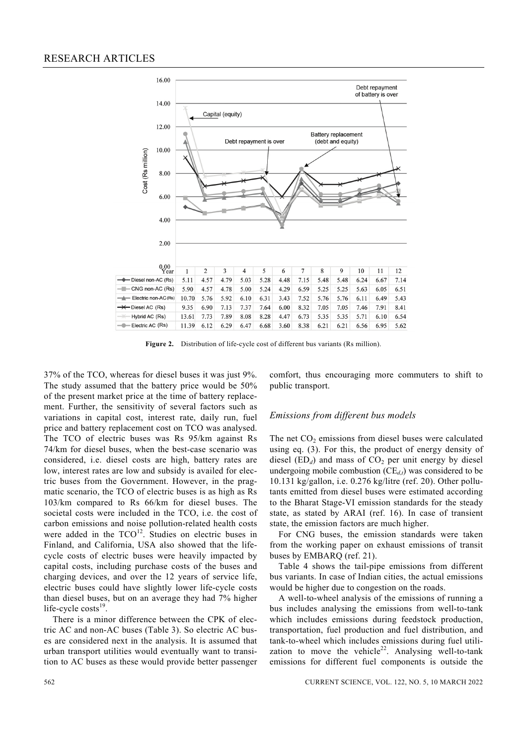| Year | 1 | 2 | 3 | 4 | 5 | 6 | 7 | 8 | 9 | 10 | 11 | 12 |
|---|---|---|---|---|---|---|---|---|---|---|---|---|
| Diesel non-AC (Rs) | 5.11 | 4.57 | 4.79 | 5.03 | 5.28 | 4.48 | 7.15 | 5.48 | 5.48 | 6.24 | 6.67 | 7.14 |
| CNG non-AC (Rs) | 5.90 | 4.57 | 4.78 | 5.00 | 5.24 | 4.29 | 6.59 | 5.25 | 5.25 | 5.63 | 6.05 | 6.51 |
| Electric non-AC (Rs) | 10.70 | 5.76 | 5.92 | 6.10 | 6.31 | 3.43 | 7.52 | 5.76 | 5.76 | 6.11 | 6.49 | 5.43 |
| Diesel AC (Rs) | 9.35 | 6.90 | 7.13 | 7.37 | 7.64 | 6.00 | 8.32 | 7.05 | 7.05 | 7.46 | 7.91 | 8.41 |
| Hybrid AC (Rs) | 13.61 | 7.73 | 7.89 | 8.08 | 8.28 | 4.47 | 6.73 | 5.35 | 5.35 | 5.71 | 6.10 | 6.54 |
| Electric AC (Rs) | 11.39 | 6.12 | 6.29 | 6.47 | 6.68 | 3.60 | 8.38 | 6.21 | 6.21 | 6.56 | 6.95 | 5.62 |

**Figure 2.** Distribution of life-cycle cost of different bus variants (Rs million).

37% of the TCO, whereas for diesel buses it was just 9%. The study assumed that the battery price would be 50% of the present market price at the time of battery replacement. Further, the sensitivity of several factors such as variations in capital cost, interest rate, daily run, fuel price and battery replacement cost on TCO was analysed. The TCO of electric buses was Rs 95/km against Rs 74/km for diesel buses, when the best-case scenario was considered, i.e. diesel costs are high, battery rates are low, interest rates are low and subsidy is availed for electric buses from the Government. However, in the pragmatic scenario, the TCO of electric buses is as high as Rs 103/km compared to Rs 66/km for diesel buses. The societal costs were included in the TCO, i.e. the cost of carbon emissions and noise pollution-related health costs were added in the TCO[12]. Studies on electric buses in Finland, and California, USA also showed that the life-cycle costs of electric buses were heavily impacted by capital costs, including purchase costs of the buses and charging devices, and over the 12 years of service life, electric buses could have slightly lower life-cycle costs than diesel buses, but on an average they had 7% higher life-cycle costs[19].

There is a minor difference between the CPK of electric AC and non-AC buses (Table 3). So electric AC buses are considered next in the analysis. It is assumed that urban transport utilities would eventually want to transition to AC buses as these would provide better passenger comfort, thus encouraging more commuters to shift to public transport.

### *Emissions from different bus models*

The net $CO_2$ emissions from diesel buses were calculated using eq. (3). For this, the product of energy density of diesel ($ED_d$) and mass of $CO_2$ per unit energy by diesel undergoing mobile combustion ($CE_{d,t}$) was considered to be 10.131 kg/gallon, i.e. 0.276 kg/litre (ref. 20). Other pollutants emitted from diesel buses were estimated according to the Bharat Stage-VI emission standards for the steady state, as stated by ARAI (ref. 16). In case of transient state, the emission factors are much higher.

For CNG buses, the emission standards were taken from the working paper on exhaust emissions of transit buses by EMBARQ (ref. 21).

Table 4 shows the tail-pipe emissions from different bus variants. In case of Indian cities, the actual emissions would be higher due to congestion on the roads.

A well-to-wheel analysis of the emissions of running a bus includes analysing the emissions from well-to-tank which includes emissions during feedstock production, transportation, fuel production and fuel distribution, and tank-to-wheel which includes emissions during fuel utilization to move the vehicle[22]. Analysing well-to-tank emissions for different fuel components is outside the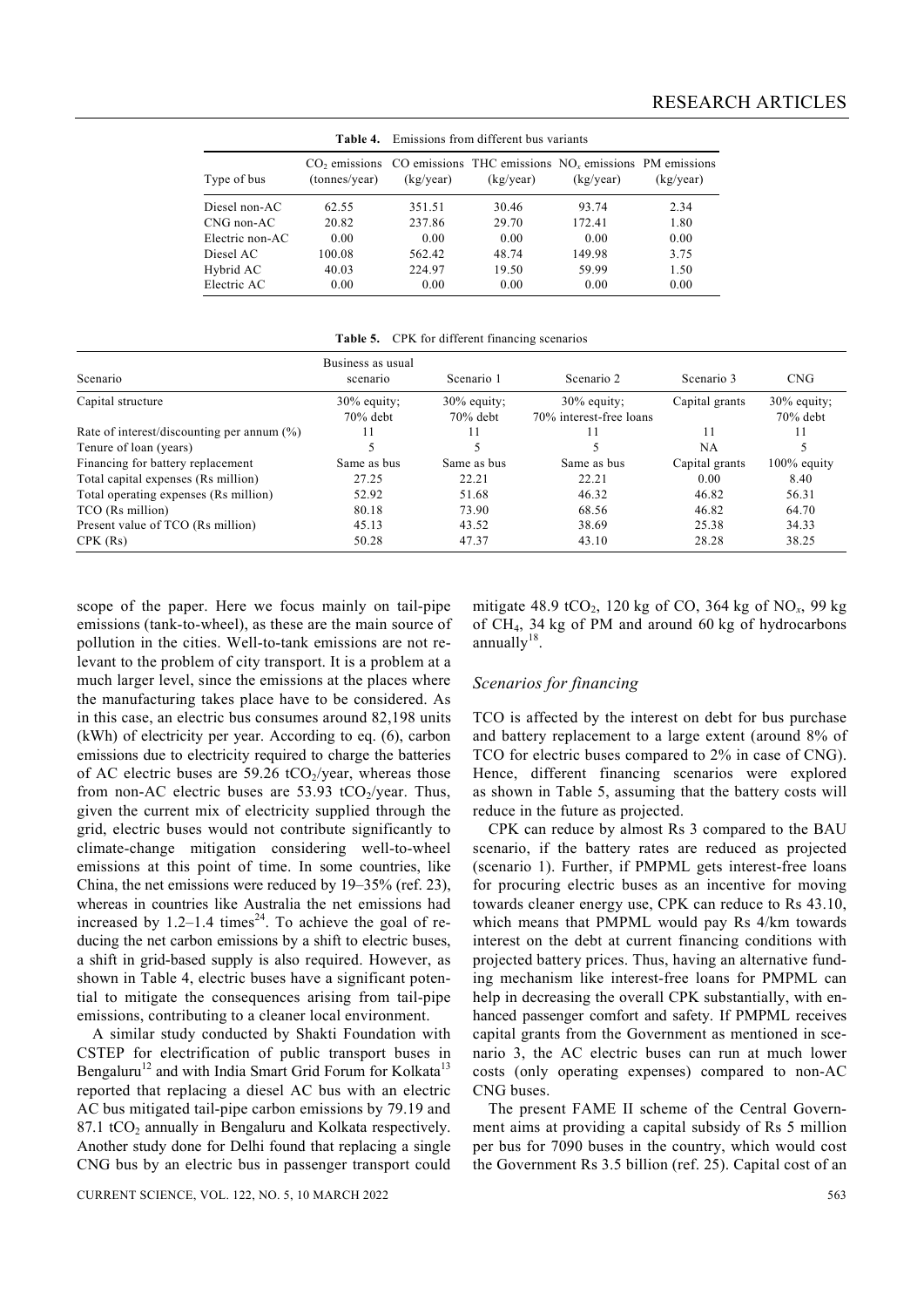**Table 4.** Emissions from different bus variants

| Type of bus | $CO_2$ emissions (tonnes/year) | CO emissions (kg/year) | THC emissions (kg/year) | $NO_x$ emissions (kg/year) | PM emissions (kg/year) |
|---|---|---|---|---|---|
| Diesel non-AC | 62.55 | 351.51 | 30.46 | 93.74 | 2.34 |
| CNG non-AC | 20.82 | 237.86 | 29.70 | 172.41 | 1.80 |
| Electric non-AC | 0.00 | 0.00 | 0.00 | 0.00 | 0.00 |
| Diesel AC | 100.08 | 562.42 | 48.74 | 149.98 | 3.75 |
| Hybrid AC | 40.03 | 224.97 | 19.50 | 59.99 | 1.50 |
| Electric AC | 0.00 | 0.00 | 0.00 | 0.00 | 0.00 |

**Table 5.** CPK for different financing scenarios

| Scenario | Business as usual scenario | Scenario 1 | Scenario 2 | Scenario 3 | CNG |
|---|---|---|---|---|---|
| Capital structure | 30% equity; 70% debt | 30% equity; 70% debt | 30% equity; 70% interest-free loans | Capital grants | 30% equity; 70% debt |
| Rate of interest/discounting per annum (%) | 11 | 11 | 11 | 11 | 11 |
| Tenure of loan (years) | 5 | 5 | 5 | NA | 5 |
| Financing for battery replacement | Same as bus | Same as bus | Same as bus | Capital grants | 100% equity |
| Total capital expenses (Rs million) | 27.25 | 22.21 | 22.21 | 0.00 | 8.40 |
| Total operating expenses (Rs million) | 52.92 | 51.68 | 46.32 | 46.82 | 56.31 |
| TCO (Rs million) | 80.18 | 73.90 | 68.56 | 46.82 | 64.70 |
| Present value of TCO (Rs million) | 45.13 | 43.52 | 38.69 | 25.38 | 34.33 |
| CPK (Rs) | 50.28 | 47.37 | 43.10 | 28.28 | 38.25 |

scope of the paper. Here we focus mainly on tail-pipe emissions (tank-to-wheel), as these are the main source of pollution in the cities. Well-to-tank emissions are not relevant to the problem of city transport. It is a problem at a much larger level, since the emissions at the places where the manufacturing takes place have to be considered. As in this case, an electric bus consumes around 82,198 units (kWh) of electricity per year. According to eq. (6), carbon emissions due to electricity required to charge the batteries of AC electric buses are 59.26 $tCO_2$/year, whereas those from non-AC electric buses are 53.93 $tCO_2$/year. Thus, given the current mix of electricity supplied through the grid, electric buses would not contribute significantly to climate-change mitigation considering well-to-wheel emissions at this point of time. In some countries, like China, the net emissions were reduced by 19–35% (ref. 23), whereas in countries like Australia the net emissions had increased by 1.2–1.4 times[24]. To achieve the goal of reducing the net carbon emissions by a shift to electric buses, a shift in grid-based supply is also required. However, as shown in Table 4, electric buses have a significant potential to mitigate the consequences arising from tail-pipe emissions, contributing to a cleaner local environment.

A similar study conducted by Shakti Foundation with CSTEP for electrification of public transport buses in Bengaluru[12] and with India Smart Grid Forum for Kolkata[13] reported that replacing a diesel AC bus with an electric AC bus mitigated tail-pipe carbon emissions by 79.19 and 87.1 $tCO_2$ annually in Bengaluru and Kolkata respectively. Another study done for Delhi found that replacing a single CNG bus by an electric bus in passenger transport could mitigate 48.9 $tCO_2$, 120 kg of CO, 364 kg of $NO_x$, 99 kg of $CH_4$, 34 kg of PM and around 60 kg of hydrocarbons annually[18].

### *Scenarios for financing*

TCO is affected by the interest on debt for bus purchase and battery replacement to a large extent (around 8% of TCO for electric buses compared to 2% in case of CNG). Hence, different financing scenarios were explored as shown in Table 5, assuming that the battery costs will reduce in the future as projected.

CPK can reduce by almost Rs 3 compared to the BAU scenario, if the battery rates are reduced as projected (scenario 1). Further, if PMPML gets interest-free loans for procuring electric buses as an incentive for moving towards cleaner energy use, CPK can reduce to Rs 43.10, which means that PMPML would pay Rs 4/km towards interest on the debt at current financing conditions with projected battery prices. Thus, having an alternative funding mechanism like interest-free loans for PMPML can help in decreasing the overall CPK substantially, with enhanced passenger comfort and safety. If PMPML receives capital grants from the Government as mentioned in scenario 3, the AC electric buses can run at much lower costs (only operating expenses) compared to non-AC CNG buses.

The present FAME II scheme of the Central Government aims at providing a capital subsidy of Rs 5 million per bus for 7090 buses in the country, which would cost the Government Rs 3.5 billion (ref. 25). Capital cost of an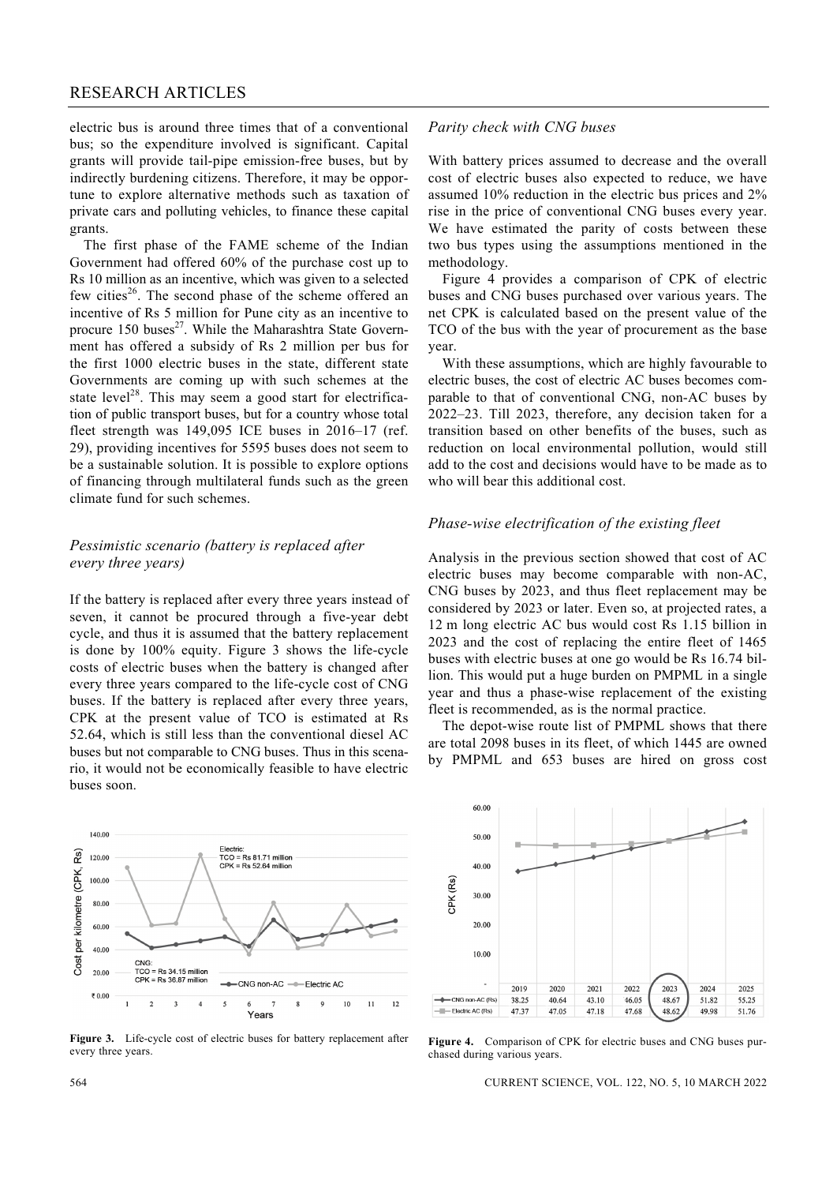electric bus is around three times that of a conventional bus; so the expenditure involved is significant. Capital grants will provide tail-pipe emission-free buses, but by indirectly burdening citizens. Therefore, it may be opportune to explore alternative methods such as taxation of private cars and polluting vehicles, to finance these capital grants.

The first phase of the FAME scheme of the Indian Government had offered 60% of the purchase cost up to Rs 10 million as an incentive, which was given to a selected few cities[26]. The second phase of the scheme offered an incentive of Rs 5 million for Pune city as an incentive to procure 150 buses[27]. While the Maharashtra State Government has offered a subsidy of Rs 2 million per bus for the first 1000 electric buses in the state, different state Governments are coming up with such schemes at the state level[28]. This may seem a good start for electrification of public transport buses, but for a country whose total fleet strength was 149,095 ICE buses in 2016–17 (ref. 29), providing incentives for 5595 buses does not seem to be a sustainable solution. It is possible to explore options of financing through multilateral funds such as the green climate fund for such schemes.

### *Pessimistic scenario (battery is replaced after every three years)*

If the battery is replaced after every three years instead of seven, it cannot be procured through a five-year debt cycle, and thus it is assumed that the battery replacement is done by 100% equity. Figure 3 shows the life-cycle costs of electric buses when the battery is changed after every three years compared to the life-cycle cost of CNG buses. If the battery is replaced after every three years, CPK at the present value of TCO is estimated at Rs 52.64, which is still less than the conventional diesel AC buses but not comparable to CNG buses. Thus in this scenario, it would not be economically feasible to have electric buses soon.

**Figure 3.** Life-cycle cost of electric buses for battery replacement after every three years.

### *Parity check with CNG buses*

With battery prices assumed to decrease and the overall cost of electric buses also expected to reduce, we have assumed 10% reduction in the electric bus prices and 2% rise in the price of conventional CNG buses every year. We have estimated the parity of costs between these two bus types using the assumptions mentioned in the methodology.

Figure 4 provides a comparison of CPK of electric buses and CNG buses purchased over various years. The net CPK is calculated based on the present value of the TCO of the bus with the year of procurement as the base year.

With these assumptions, which are highly favourable to electric buses, the cost of electric AC buses becomes comparable to that of conventional CNG, non-AC buses by 2022–23. Till 2023, therefore, any decision taken for a transition based on other benefits of the buses, such as reduction on local environmental pollution, would still add to the cost and decisions would have to be made as to who will bear this additional cost.

### *Phase-wise electrification of the existing fleet*

Analysis in the previous section showed that cost of AC electric buses may become comparable with non-AC, CNG buses by 2023, and thus fleet replacement may be considered by 2023 or later. Even so, at projected rates, a 12 m long electric AC bus would cost Rs 1.15 billion in 2023 and the cost of replacing the entire fleet of 1465 buses with electric buses at one go would be Rs 16.74 billion. This would put a huge burden on PMPML in a single year and thus a phase-wise replacement of the existing fleet is recommended, as is the normal practice.

The depot-wise route list of PMPML shows that there are total 2098 buses in its fleet, of which 1445 are owned by PMPML and 653 buses are hired on gross cost

| | 2019 | 2020 | 2021 | 2022 | 2023 | 2024 | 2025 |
|---|---|---|---|---|---|---|---|
| CNG non-AC (Rs) | 38.25 | 40.64 | 43.10 | 46.05 | 48.67 | 51.82 | 55.25 |
| Electric AC (Rs) | 47.37 | 47.05 | 47.18 | 47.68 | 48.62 | 49.98 | 51.76 |

**Figure 4.** Comparison of CPK for electric buses and CNG buses purchased during various years.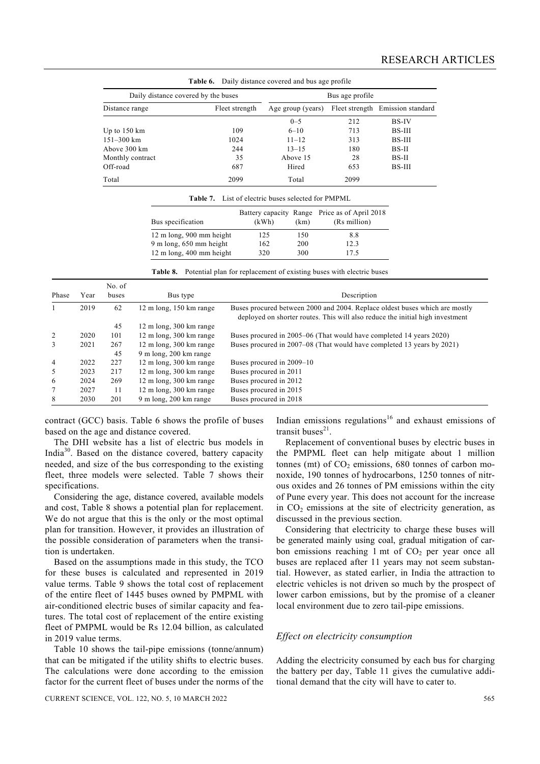**Table 6.** Daily distance covered and bus age profile

| Daily distance covered by the buses | | Bus age profile | | |
|---|---|---|---|---|
| Distance range | Fleet strength | Age group (years) | Fleet strength | Emission standard |
| | | 0–5 | 212 | BS-IV |
| Up to 150 km | 109 | 6–10 | 713 | BS-III |
| 151–300 km | 1024 | 11–12 | 313 | BS-III |
| Above 300 km | 244 | 13–15 | 180 | BS-II |
| Monthly contract | 35 | Above 15 | 28 | BS-II |
| Off-road | 687 | Hired | 653 | BS-III |
| Total | 2099 | Total | 2099 | |

**Table 7.** List of electric buses selected for PMPML

| Bus specification | Battery capacity (kWh) | Range (km) | Price as of April 2018 (Rs million) |
|---|---|---|---|
| 12 m long, 900 mm height | 125 | 150 | 8.8 |
| 9 m long, 650 mm height | 162 | 200 | 12.3 |
| 12 m long, 400 mm height | 320 | 300 | 17.5 |

**Table 8.** Potential plan for replacement of existing buses with electric buses

| Phase | Year | No. of buses | Bus type | Description |
|---|---|---|---|---|
| 1 | 2019 | 62 | 12 m long, 150 km range | Buses procured between 2000 and 2004. Replace oldest buses which are mostly deployed on shorter routes. This will also reduce the initial high investment |
| | | 45 | 12 m long, 300 km range | |
| 2 | 2020 | 101 | 12 m long, 300 km range | Buses procured in 2005–06 (That would have completed 14 years 2020) |
| 3 | 2021 | 267 | 12 m long, 300 km range | Buses procured in 2007–08 (That would have completed 13 years by 2021) |
| | | 45 | 9 m long, 200 km range | |
| 4 | 2022 | 227 | 12 m long, 300 km range | Buses procured in 2009–10 |
| 5 | 2023 | 217 | 12 m long, 300 km range | Buses procured in 2011 |
| 6 | 2024 | 269 | 12 m long, 300 km range | Buses procured in 2012 |
| 7 | 2027 | 11 | 12 m long, 300 km range | Buses procured in 2015 |
| 8 | 2030 | 201 | 9 m long, 200 km range | Buses procured in 2018 |

contract (GCC) basis. Table 6 shows the profile of buses based on the age and distance covered.

The DHI website has a list of electric bus models in India[30]. Based on the distance covered, battery capacity needed, and size of the bus corresponding to the existing fleet, three models were selected. Table 7 shows their specifications.

Considering the age, distance covered, available models and cost, Table 8 shows a potential plan for replacement. We do not argue that this is the only or the most optimal plan for transition. However, it provides an illustration of the possible consideration of parameters when the transition is undertaken.

Based on the assumptions made in this study, the TCO for these buses is calculated and represented in 2019 value terms. Table 9 shows the total cost of replacement of the entire fleet of 1445 buses owned by PMPML with air-conditioned electric buses of similar capacity and features. The total cost of replacement of the entire existing fleet of PMPML would be Rs 12.04 billion, as calculated in 2019 value terms.

Table 10 shows the tail-pipe emissions (tonne/annum) that can be mitigated if the utility shifts to electric buses. The calculations were done according to the emission factor for the current fleet of buses under the norms of the Indian emissions regulations[16] and exhaust emissions of transit buses[21].

Replacement of conventional buses by electric buses in the PMPML fleet can help mitigate about 1 million tonnes (mt) of $CO_2$ emissions, 680 tonnes of carbon monoxide, 190 tonnes of hydrocarbons, 1250 tonnes of nitrous oxides and 26 tonnes of PM emissions within the city of Pune every year. This does not account for the increase in $CO_2$ emissions at the site of electricity generation, as discussed in the previous section.

Considering that electricity to charge these buses will be generated mainly using coal, gradual mitigation of carbon emissions reaching 1 mt of $CO_2$ per year once all buses are replaced after 11 years may not seem substantial. However, as stated earlier, in India the attraction to electric vehicles is not driven so much by the prospect of lower carbon emissions, but by the promise of a cleaner local environment due to zero tail-pipe emissions.

### *Effect on electricity consumption*

Adding the electricity consumed by each bus for charging the battery per day, Table 11 gives the cumulative additional demand that the city will have to cater to.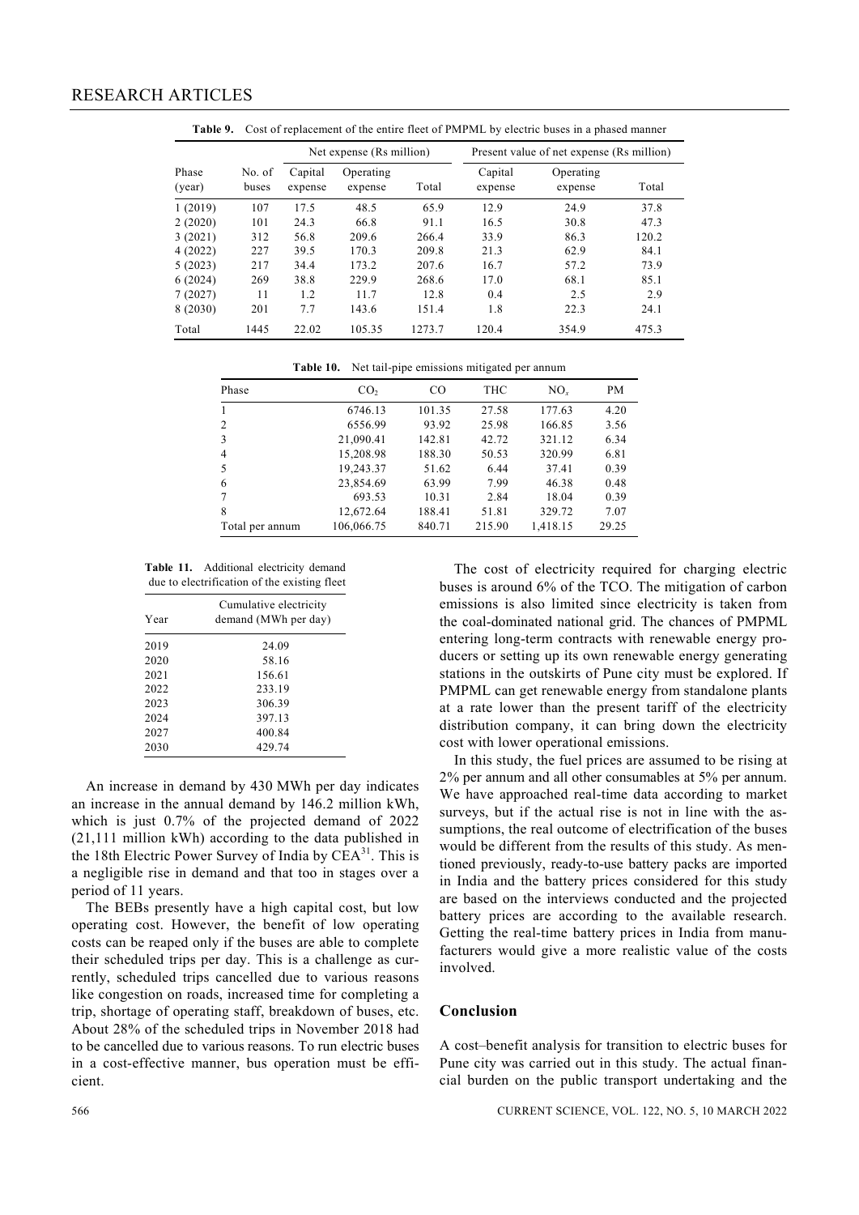**Table 9.** Cost of replacement of the entire fleet of PMPML by electric buses in a phased manner

| Phase (year) | No. of buses | Net expense (Rs million) | | | Present value of net expense (Rs million) | | |
|---|---|---|---|---|---|---|---|
| | | Capital expense | Operating expense | Total | Capital expense | Operating expense | Total |
| 1 (2019) | 107 | 17.5 | 48.5 | 65.9 | 12.9 | 24.9 | 37.8 |
| 2 (2020) | 101 | 24.3 | 66.8 | 91.1 | 16.5 | 30.8 | 47.3 |
| 3 (2021) | 312 | 56.8 | 209.6 | 266.4 | 33.9 | 86.3 | 120.2 |
| 4 (2022) | 227 | 39.5 | 170.3 | 209.8 | 21.3 | 62.9 | 84.1 |
| 5 (2023) | 217 | 34.4 | 173.2 | 207.6 | 16.7 | 57.2 | 73.9 |
| 6 (2024) | 269 | 38.8 | 229.9 | 268.6 | 17.0 | 68.1 | 85.1 |
| 7 (2027) | 11 | 1.2 | 11.7 | 12.8 | 0.4 | 2.5 | 2.9 |
| 8 (2030) | 201 | 7.7 | 143.6 | 151.4 | 1.8 | 22.3 | 24.1 |
| Total | 1445 | 22.02 | 105.35 | 1273.7 | 120.4 | 354.9 | 475.3 |

**Table 10.** Net tail-pipe emissions mitigated per annum

| Phase | $CO_2$ | CO | THC | $NO_x$ | PM |
|---|---|---|---|---|---|
| 1 | 6746.13 | 101.35 | 27.58 | 177.63 | 4.20 |
| 2 | 6556.99 | 93.92 | 25.98 | 166.85 | 3.56 |
| 3 | 21,090.41 | 142.81 | 42.72 | 321.12 | 6.34 |
| 4 | 15,208.98 | 188.30 | 50.53 | 320.99 | 6.81 |
| 5 | 19,243.37 | 51.62 | 6.44 | 37.41 | 0.39 |
| 6 | 23,854.69 | 63.99 | 7.99 | 46.38 | 0.48 |
| 7 | 693.53 | 10.31 | 2.84 | 18.04 | 0.39 |
| 8 | 12,672.64 | 188.41 | 51.81 | 329.72 | 7.07 |
| Total per annum | 106,066.75 | 840.71 | 215.90 | 1,418.15 | 29.25 |

**Table 11.** Additional electricity demand due to electrification of the existing fleet

| Year | Cumulative electricity demand (MWh per day) |
|---|---|
| 2019 | 24.09 |
| 2020 | 58.16 |
| 2021 | 156.61 |
| 2022 | 233.19 |
| 2023 | 306.39 |
| 2024 | 397.13 |
| 2027 | 400.84 |
| 2030 | 429.74 |

An increase in demand by 430 MWh per day indicates an increase in the annual demand by 146.2 million kWh, which is just 0.7% of the projected demand of 2022 (21,111 million kWh) according to the data published in the 18th Electric Power Survey of India by CEA[31]. This is a negligible rise in demand and that too in stages over a period of 11 years.

The BEBs presently have a high capital cost, but low operating cost. However, the benefit of low operating costs can be reaped only if the buses are able to complete their scheduled trips per day. This is a challenge as currently, scheduled trips cancelled due to various reasons like congestion on roads, increased time for completing a trip, shortage of operating staff, breakdown of buses, etc. About 28% of the scheduled trips in November 2018 had to be cancelled due to various reasons. To run electric buses in a cost-effective manner, bus operation must be efficient.

The cost of electricity required for charging electric buses is around 6% of the TCO. The mitigation of carbon emissions is also limited since electricity is taken from the coal-dominated national grid. The chances of PMPML entering long-term contracts with renewable energy producers or setting up its own renewable energy generating stations in the outskirts of Pune city must be explored. If PMPML can get renewable energy from standalone plants at a rate lower than the present tariff of the electricity distribution company, it can bring down the electricity cost with lower operational emissions.

In this study, the fuel prices are assumed to be rising at 2% per annum and all other consumables at 5% per annum. We have approached real-time data according to market surveys, but if the actual rise is not in line with the assumptions, the real outcome of electrification of the buses would be different from the results of this study. As mentioned previously, ready-to-use battery packs are imported in India and the battery prices considered for this study are based on the interviews conducted and the projected battery prices are according to the available research. Getting the real-time battery prices in India from manufacturers would give a more realistic value of the costs involved.

## Conclusion

A cost–benefit analysis for transition to electric buses for Pune city was carried out in this study. The actual financial burden on the public transport undertaking and the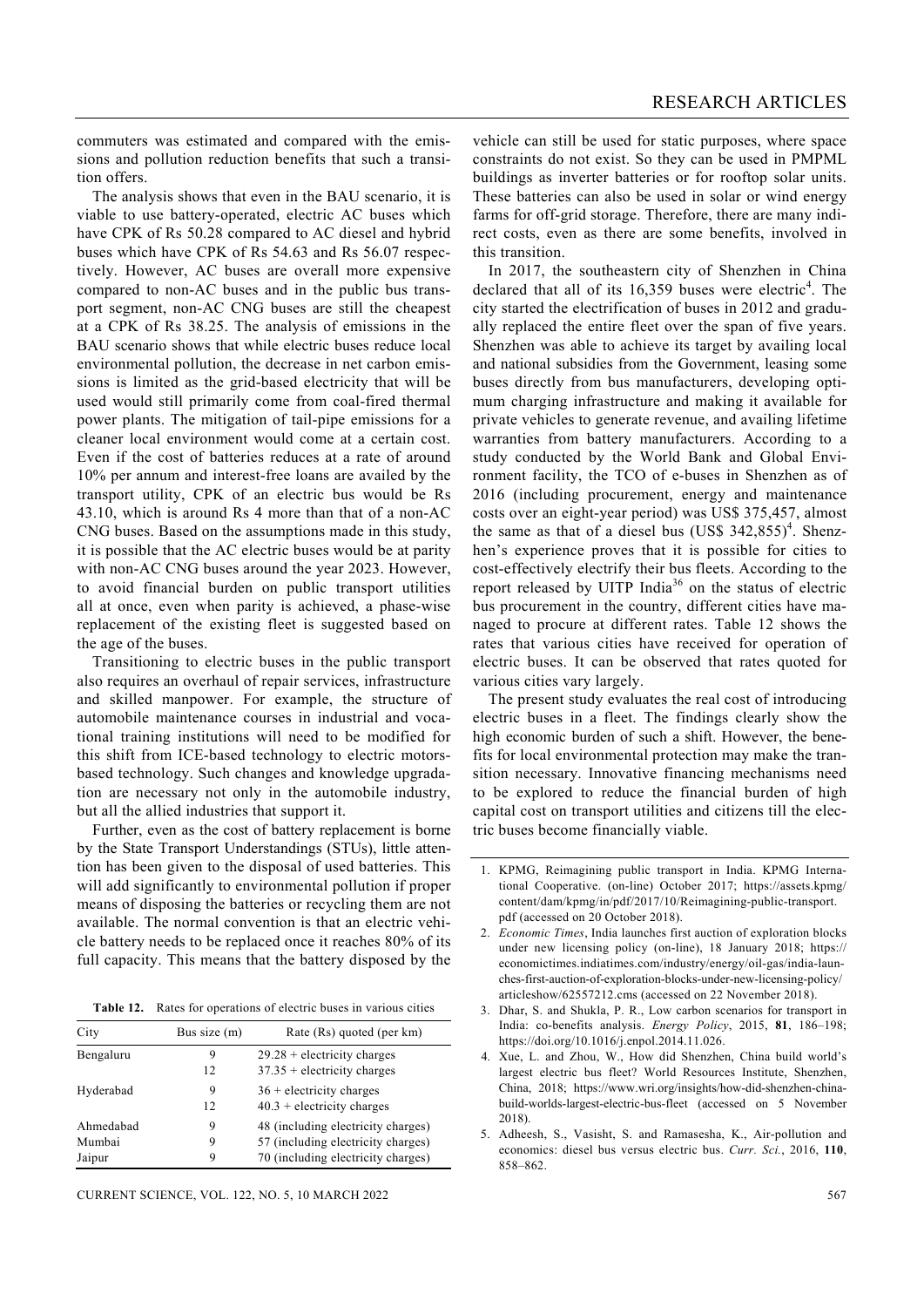commuters was estimated and compared with the emissions and pollution reduction benefits that such a transition offers.

The analysis shows that even in the BAU scenario, it is viable to use battery-operated, electric AC buses which have CPK of Rs 50.28 compared to AC diesel and hybrid buses which have CPK of Rs 54.63 and Rs 56.07 respectively. However, AC buses are overall more expensive compared to non-AC buses and in the public bus transport segment, non-AC CNG buses are still the cheapest at a CPK of Rs 38.25. The analysis of emissions in the BAU scenario shows that while electric buses reduce local environmental pollution, the decrease in net carbon emissions is limited as the grid-based electricity that will be used would still primarily come from coal-fired thermal power plants. The mitigation of tail-pipe emissions for a cleaner local environment would come at a certain cost. Even if the cost of batteries reduces at a rate of around 10% per annum and interest-free loans are availed by the transport utility, CPK of an electric bus would be Rs 43.10, which is around Rs 4 more than that of a non-AC CNG buses. Based on the assumptions made in this study, it is possible that the AC electric buses would be at parity with non-AC CNG buses around the year 2023. However, to avoid financial burden on public transport utilities all at once, even when parity is achieved, a phase-wise replacement of the existing fleet is suggested based on the age of the buses.

Transitioning to electric buses in the public transport also requires an overhaul of repair services, infrastructure and skilled manpower. For example, the structure of automobile maintenance courses in industrial and vocational training institutions will need to be modified for this shift from ICE-based technology to electric motors-based technology. Such changes and knowledge upgradation are necessary not only in the automobile industry, but all the allied industries that support it.

Further, even as the cost of battery replacement is borne by the State Transport Understandings (STUs), little attention has been given to the disposal of used batteries. This will add significantly to environmental pollution if proper means of disposing the batteries or recycling them are not available. The normal convention is that an electric vehicle battery needs to be replaced once it reaches 80% of its full capacity. This means that the battery disposed by the vehicle can still be used for static purposes, where space constraints do not exist. So they can be used in PMPML buildings as inverter batteries or for rooftop solar units. These batteries can also be used in solar or wind energy farms for off-grid storage. Therefore, there are many indirect costs, even as there are some benefits, involved in this transition.

**Table 12.** Rates for operations of electric buses in various cities

| City | Bus size (m) | Rate (Rs) quoted (per km) |
|---|---|---|
| Bengaluru | 9 | 29.28 + electricity charges |
| | 12 | 37.35 + electricity charges |
| Hyderabad | 9 | 36 + electricity charges |
| | 12 | 40.3 + electricity charges |
| Ahmedabad | 9 | 48 (including electricity charges) |
| Mumbai | 9 | 57 (including electricity charges) |
| Jaipur | 9 | 70 (including electricity charges) |

In 2017, the southeastern city of Shenzhen in China declared that all of its 16,359 buses were electric[4]. The city started the electrification of buses in 2012 and gradually replaced the entire fleet over the span of five years. Shenzhen was able to achieve its target by availing local and national subsidies from the Government, leasing some buses directly from bus manufacturers, developing optimum charging infrastructure and making it available for private vehicles to generate revenue, and availing lifetime warranties from battery manufacturers. According to a study conducted by the World Bank and Global Environment facility, the TCO of e-buses in Shenzhen as of 2016 (including procurement, energy and maintenance costs over an eight-year period) was US$ 375,457, almost the same as that of a diesel bus (US$ 342,855)[4]. Shenzhen's experience proves that it is possible for cities to cost-effectively electrify their bus fleets. According to the report released by UITP India[36] on the status of electric bus procurement in the country, different cities have managed to procure at different rates. Table 12 shows the rates that various cities have received for operation of electric buses. It can be observed that rates quoted for various cities vary largely.

The present study evaluates the real cost of introducing electric buses in a fleet. The findings clearly show the high economic burden of such a shift. However, the benefits for local environmental protection may make the transition necessary. Innovative financing mechanisms need to be explored to reduce the financial burden of high capital cost on transport utilities and citizens till the electric buses become financially viable.

1. KPMG, Reimagining public transport in India. KPMG International Cooperative. (on-line) October 2017; https://assets.kpmg/content/dam/kpmg/in/pdf/2017/10/Reimagining-public-transport.pdf (accessed on 20 October 2018).
2. *Economic Times*, India launches first auction of exploration blocks under new licensing policy (on-line), 18 January 2018; https://economictimes.indiatimes.com/industry/energy/oil-gas/india-launches-first-auction-of-exploration-blocks-under-new-licensing-policy/articleshow/62557212.cms (accessed on 22 November 2018).
3. Dhar, S. and Shukla, P. R., Low carbon scenarios for transport in India: co-benefits analysis. *Energy Policy*, 2015, **81**, 186–198; https://doi.org/10.1016/j.enpol.2014.11.026.
4. Xue, L. and Zhou, W., How did Shenzhen, China build world's largest electric bus fleet? World Resources Institute, Shenzhen, China, 2018; https://www.wri.org/insights/how-did-shenzhen-china-build-worlds-largest-electric-bus-fleet (accessed on 5 November 2018).
5. Adheesh, S., Vasisht, S. and Ramasesha, K., Air-pollution and economics: diesel bus versus electric bus. *Curr. Sci.*, 2016, **110**, 858–862.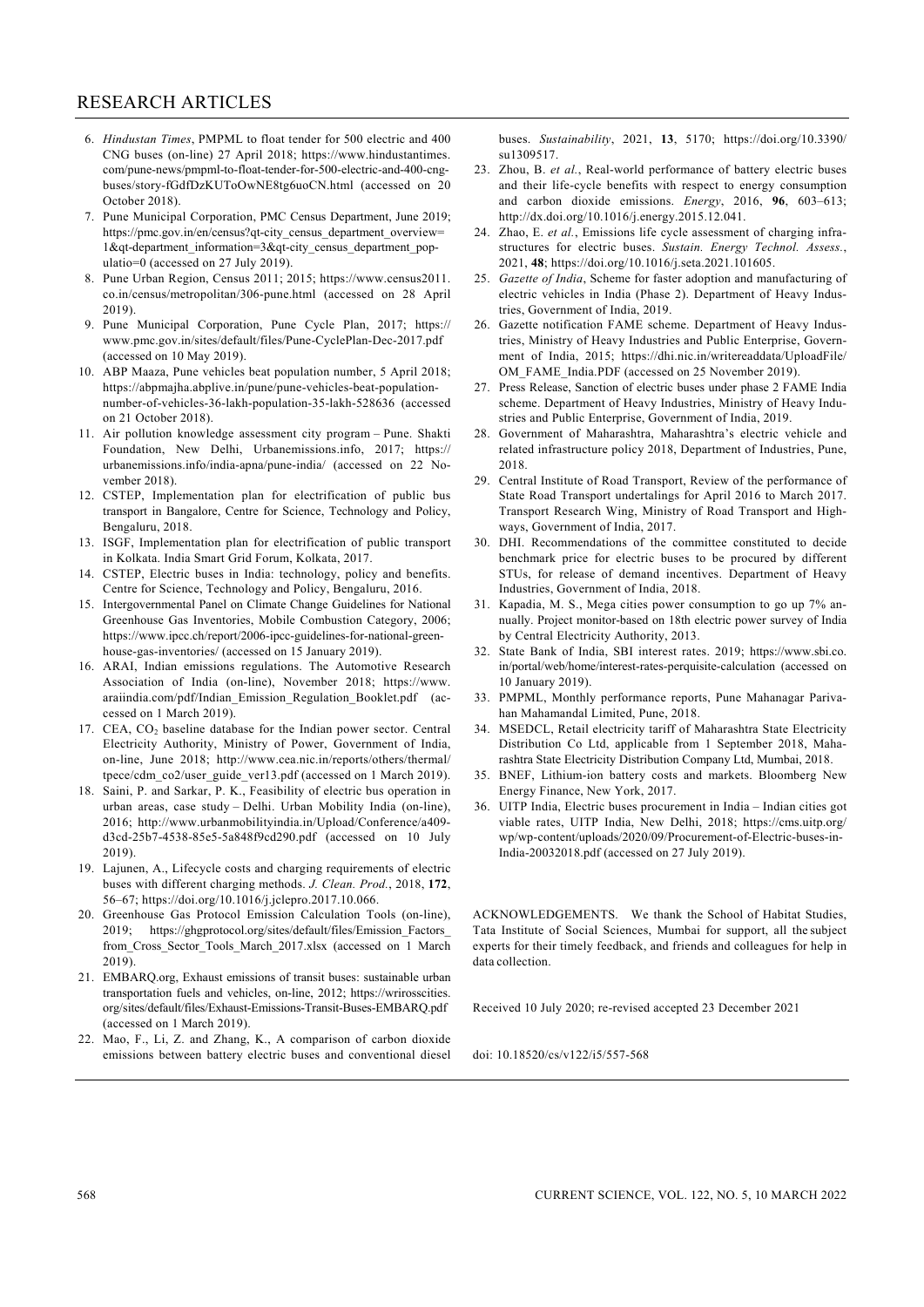6. *Hindustan Times*, PMPML to float tender for 500 electric and 400 CNG buses (on-line) 27 April 2018; https://www.hindustantimes.com/pune-news/pmpml-to-float-tender-for-500-electric-and-400-cng-buses/story-fGdfDzKUToOwNE8tg6uoCN.html (accessed on 20 October 2018).
7. Pune Municipal Corporation, PMC Census Department, June 2019; https://pmc.gov.in/en/census?qt-city_census_department_overview=1&qt-department_information=3&qt-city_census_department_populatio=0 (accessed on 27 July 2019).
8. Pune Urban Region, Census 2011; 2015; https://www.census2011.co.in/census/metropolitan/306-pune.html (accessed on 28 April 2019).
9. Pune Municipal Corporation, Pune Cycle Plan, 2017; https://www.pmc.gov.in/sites/default/files/Pune-CyclePlan-Dec-2017.pdf (accessed on 10 May 2019).
10. ABP Maaza, Pune vehicles beat population number, 5 April 2018; https://abpmajha.abplive.in/pune/pune-vehicles-beat-population-number-of-vehicles-36-lakh-population-35-lakh-528636 (accessed on 21 October 2018).
11. Air pollution knowledge assessment city program – Pune. Shakti Foundation, New Delhi, Urbanemissions.info, 2017; https://urbanemissions.info/india-apna/pune-india/ (accessed on 22 November 2018).
12. CSTEP, Implementation plan for electrification of public bus transport in Bangalore, Centre for Science, Technology and Policy, Bengaluru, 2018.
13. ISGF, Implementation plan for electrification of public transport in Kolkata. India Smart Grid Forum, Kolkata, 2017.
14. CSTEP, Electric buses in India: technology, policy and benefits. Centre for Science, Technology and Policy, Bengaluru, 2016.
15. Intergovernmental Panel on Climate Change Guidelines for National Greenhouse Gas Inventories, Mobile Combustion Category, 2006; https://www.ipcc.ch/report/2006-ipcc-guidelines-for-national-greenhouse-gas-inventories/ (accessed on 15 January 2019).
16. ARAI, Indian emissions regulations. The Automotive Research Association of India (on-line), November 2018; https://www.araiindia.com/pdf/Indian_Emission_Regulation_Booklet.pdf (accessed on 1 March 2019).
17. CEA, $CO_2$ baseline database for the Indian power sector. Central Electricity Authority, Ministry of Power, Government of India, on-line, June 2018; http://www.cea.nic.in/reports/others/thermal/tpece/cdm_co2/user_guide_ver13.pdf (accessed on 1 March 2019).
18. Saini, P. and Sarkar, P. K., Feasibility of electric bus operation in urban areas, case study – Delhi. Urban Mobility India (on-line), 2016; http://www.urbanmobilityindia.in/Upload/Conference/a409-d3cd-25b7-4538-85e5-5a848f9cd290.pdf (accessed on 10 July 2019).
19. Lajunen, A., Lifecycle costs and charging requirements of electric buses with different charging methods. *J. Clean. Prod.*, 2018, **172**, 56–67; https://doi.org/10.1016/j.jclepro.2017.10.066.
20. Greenhouse Gas Protocol Emission Calculation Tools (on-line), 2019; https://ghgprotocol.org/sites/default/files/Emission_Factors_from_Cross_Sector_Tools_March_2017.xlsx (accessed on 1 March 2019).
21. EMBARQ.org, Exhaust emissions of transit buses: sustainable urban transportation fuels and vehicles, on-line, 2012; https://wrirosscities.org/sites/default/files/Exhaust-Emissions-Transit-Buses-EMBARQ.pdf (accessed on 1 March 2019).
22. Mao, F., Li, Z. and Zhang, K., A comparison of carbon dioxide emissions between battery electric buses and conventional diesel buses. *Sustainability*, 2021, **13**, 5170; https://doi.org/10.3390/su1309517.
23. Zhou, B. *et al.*, Real-world performance of battery electric buses and their life-cycle benefits with respect to energy consumption and carbon dioxide emissions. *Energy*, 2016, **96**, 603–613; http://dx.doi.org/10.1016/j.energy.2015.12.041.
24. Zhao, E. *et al.*, Emissions life cycle assessment of charging infrastructures for electric buses. *Sustain. Energy Technol. Assess.*, 2021, **48**; https://doi.org/10.1016/j.seta.2021.101605.
25. *Gazette of India*, Scheme for faster adoption and manufacturing of electric vehicles in India (Phase 2). Department of Heavy Industries, Government of India, 2019.
26. Gazette notification FAME scheme. Department of Heavy Industries, Ministry of Heavy Industries and Public Enterprise, Government of India, 2015; https://dhi.nic.in/writereaddata/UploadFile/OM_FAME_India.PDF (accessed on 25 November 2019).
27. Press Release, Sanction of electric buses under phase 2 FAME India scheme. Department of Heavy Industries, Ministry of Heavy Industries and Public Enterprise, Government of India, 2019.
28. Government of Maharashtra, Maharashtra's electric vehicle and related infrastructure policy 2018, Department of Industries, Pune, 2018.
29. Central Institute of Road Transport, Review of the performance of State Road Transport undertalings for April 2016 to March 2017. Transport Research Wing, Ministry of Road Transport and Highways, Government of India, 2017.
30. DHI. Recommendations of the committee constituted to decide benchmark price for electric buses to be procured by different STUs, for release of demand incentives. Department of Heavy Industries, Government of India, 2018.
31. Kapadia, M. S., Mega cities power consumption to go up 7% annually. Project monitor-based on 18th electric power survey of India by Central Electricity Authority, 2013.
32. State Bank of India, SBI interest rates. 2019; https://www.sbi.co.in/portal/web/home/interest-rates-perquisite-calculation (accessed on 10 January 2019).
33. PMPML, Monthly performance reports, Pune Mahanagar Parivahan Mahamandal Limited, Pune, 2018.
34. MSEDCL, Retail electricity tariff of Maharashtra State Electricity Distribution Co Ltd, applicable from 1 September 2018, Maharashtra State Electricity Distribution Company Ltd, Mumbai, 2018.
35. BNEF, Lithium-ion battery costs and markets. Bloomberg New Energy Finance, New York, 2017.
36. UITP India, Electric buses procurement in India – Indian cities got viable rates, UITP India, New Delhi, 2018; https://cms.uitp.org/wp/wp-content/uploads/2020/09/Procurement-of-Electric-buses-in-India-20032018.pdf (accessed on 27 July 2019).

ACKNOWLEDGEMENTS. We thank the School of Habitat Studies, Tata Institute of Social Sciences, Mumbai for support, all the subject experts for their timely feedback, and friends and colleagues for help in data collection.

Received 10 July 2020; re-revised accepted 23 December 2021

doi: 10.18520/cs/v122/i5/557-568